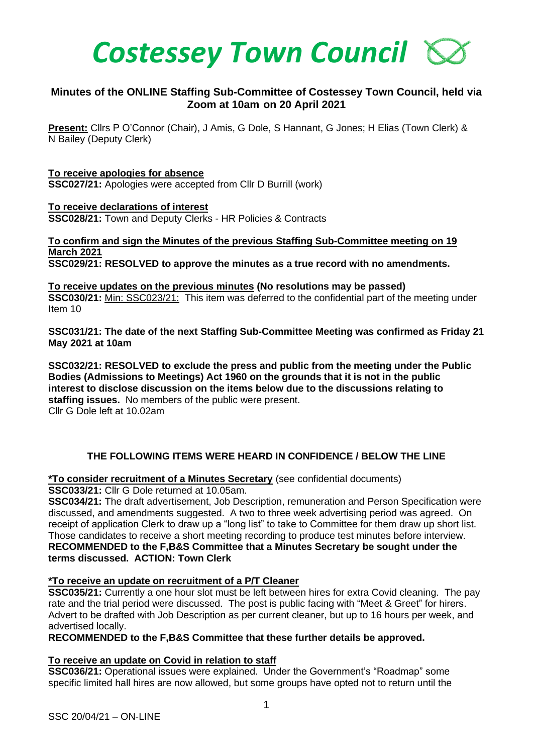# Costessey Town Council

## Minutes of the ONLINE Staffing Sub-Committee of Costessey Town Council, held via Zoom at 10am on 20 April 2021

**Present:** Cllrs P O'Connor (Chair), J Amis, G Dole, S Hannant, G Jones; H Elias (Town Clerk) & N Bailey (Deputy Clerk)

**To receive apologies for absence**
**SSC027/21:** Apologies were accepted from Cllr D Burrill (work)

**To receive declarations of interest**
**SSC028/21:** Town and Deputy Clerks - HR Policies & Contracts

**To confirm and sign the Minutes of the previous Staffing Sub-Committee meeting on 19 March 2021**
**SSC029/21: RESOLVED to approve the minutes as a true record with no amendments.**

**To receive updates on the previous minutes (No resolutions may be passed)**
**SSC030/21:** Min: SSC023/21: This item was deferred to the confidential part of the meeting under Item 10

**SSC031/21: The date of the next Staffing Sub-Committee Meeting was confirmed as Friday 21 May 2021 at 10am**

**SSC032/21: RESOLVED to exclude the press and public from the meeting under the Public Bodies (Admissions to Meetings) Act 1960 on the grounds that it is not in the public interest to disclose discussion on the items below due to the discussions relating to staffing issues.** No members of the public were present.
Cllr G Dole left at 10.02am

### THE FOLLOWING ITEMS WERE HEARD IN CONFIDENCE / BELOW THE LINE

**\*To consider recruitment of a Minutes Secretary** (see confidential documents)
**SSC033/21:** Cllr G Dole returned at 10.05am.
**SSC034/21:** The draft advertisement, Job Description, remuneration and Person Specification were discussed, and amendments suggested. A two to three week advertising period was agreed. On receipt of application Clerk to draw up a "long list" to take to Committee for them draw up short list. Those candidates to receive a short meeting recording to produce test minutes before interview.
**RECOMMENDED to the F,B&S Committee that a Minutes Secretary be sought under the terms discussed. ACTION: Town Clerk**

**\*To receive an update on recruitment of a P/T Cleaner**
**SSC035/21:** Currently a one hour slot must be left between hires for extra Covid cleaning. The pay rate and the trial period were discussed. The post is public facing with "Meet & Greet" for hirers. Advert to be drafted with Job Description as per current cleaner, but up to 16 hours per week, and advertised locally.
**RECOMMENDED to the F,B&S Committee that these further details be approved.**

**To receive an update on Covid in relation to staff**
**SSC036/21:** Operational issues were explained. Under the Government's "Roadmap" some specific limited hall hires are now allowed, but some groups have opted not to return until the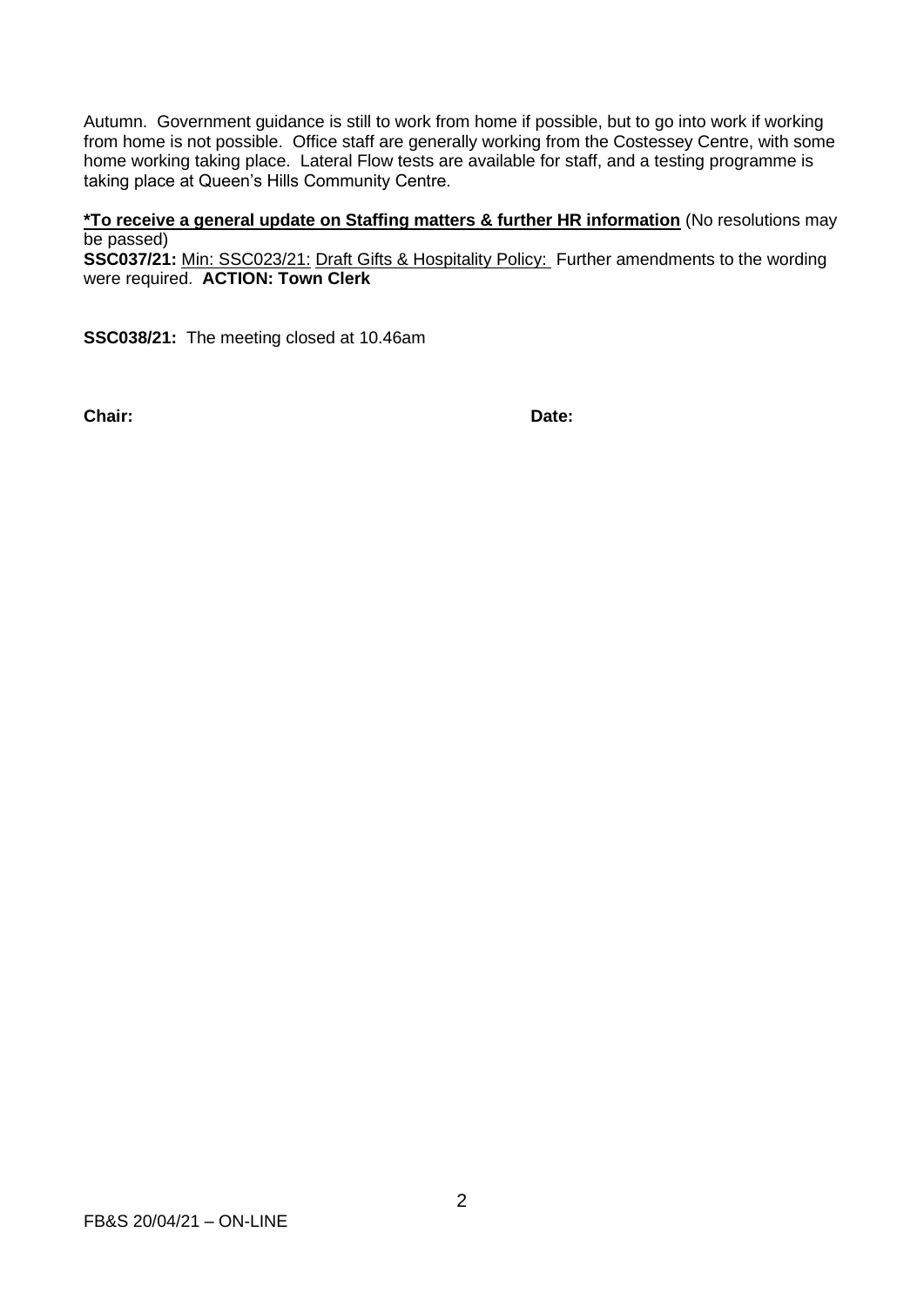Autumn. Government guidance is still to work from home if possible, but to go into work if working from home is not possible. Office staff are generally working from the Costessey Centre, with some home working taking place. Lateral Flow tests are available for staff, and a testing programme is taking place at Queen's Hills Community Centre.

**<u>*To receive a general update on Staffing matters & further HR information</u>** (No resolutions may be passed)

**SSC037/21:** <u>Min: SSC023/21:</u> <u>Draft Gifts & Hospitality Policy:</u> Further amendments to the wording were required. **ACTION: Town Clerk**

**SSC038/21:** The meeting closed at 10.46am

**Chair:** **Date:**

FB&S 20/04/21 – ON-LINE